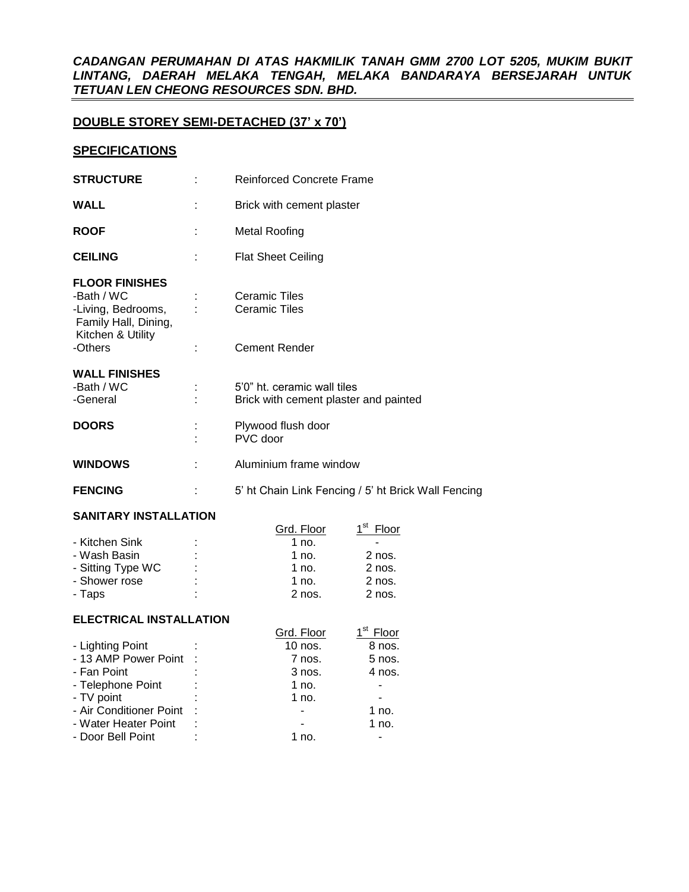***CADANGAN PERUMAHAN DI ATAS HAKMILIK TANAH GMM 2700 LOT 5205, MUKIM BUKIT LINTANG, DAERAH MELAKA TENGAH, MELAKA BANDARAYA BERSEJARAH UNTUK TETUAN LEN CHEONG RESOURCES SDN. BHD.***

## DOUBLE STOREY SEMI-DETACHED (37' x 70')

## SPECIFICATIONS

| | | |
|---|---|---|
| **STRUCTURE** | : | Reinforced Concrete Frame |
| **WALL** | : | Brick with cement plaster |
| **ROOF** | : | Metal Roofing |
| **CEILING** | : | Flat Sheet Ceiling |

**FLOOR FINISHES**

| | | |
|---|---|---|
| -Bath / WC | : | Ceramic Tiles |
| -Living, Bedrooms, Family Hall, Dining, Kitchen & Utility | : | Ceramic Tiles |
| -Others | : | Cement Render |

**WALL FINISHES**

| | | |
|---|---|---|
| -Bath / WC | : | 5'0" ht. ceramic wall tiles |
| -General | : | Brick with cement plaster and painted |

| | | |
|---|---|---|
| **DOORS** | : | Plywood flush door |
| | : | PVC door |
| **WINDOWS** | : | Aluminium frame window |
| **FENCING** | : | 5' ht Chain Link Fencing / 5' ht Brick Wall Fencing |

**SANITARY INSTALLATION**

| | | Grd. Floor | 1st Floor |
|---|---|---|---|
| - Kitchen Sink | : | 1 no. | - |
| - Wash Basin | : | 1 no. | 2 nos. |
| - Sitting Type WC | : | 1 no. | 2 nos. |
| - Shower rose | : | 1 no. | 2 nos. |
| - Taps | : | 2 nos. | 2 nos. |

**ELECTRICAL INSTALLATION**

| | | Grd. Floor | 1st Floor |
|---|---|---|---|
| - Lighting Point | : | 10 nos. | 8 nos. |
| - 13 AMP Power Point | : | 7 nos. | 5 nos. |
| - Fan Point | : | 3 nos. | 4 nos. |
| - Telephone Point | : | 1 no. | - |
| - TV point | : | 1 no. | - |
| - Air Conditioner Point | : | - | 1 no. |
| - Water Heater Point | : | - | 1 no. |
| - Door Bell Point | : | 1 no. | - |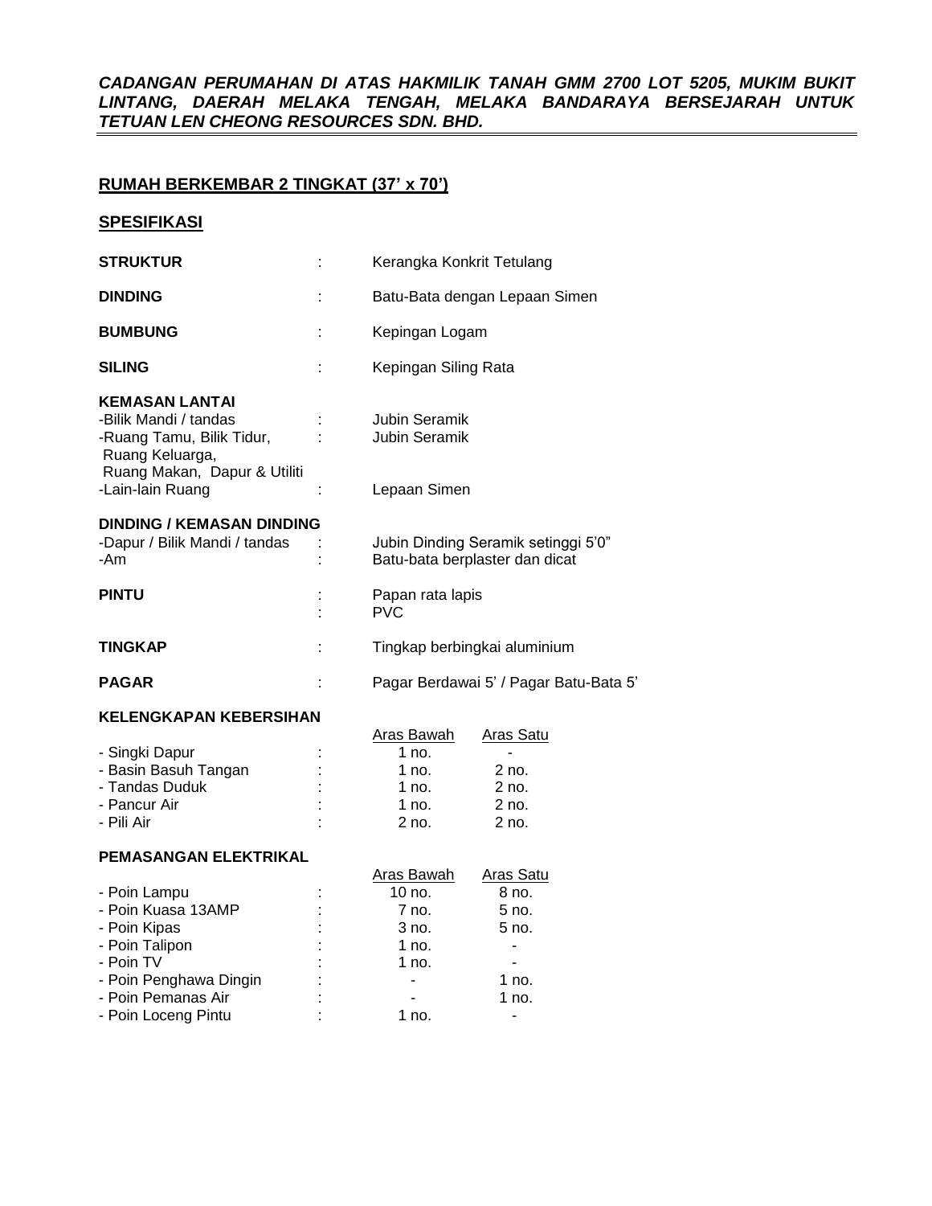***CADANGAN PERUMAHAN DI ATAS HAKMILIK TANAH GMM 2700 LOT 5205, MUKIM BUKIT LINTANG, DAERAH MELAKA TENGAH, MELAKA BANDARAYA BERSEJARAH UNTUK TETUAN LEN CHEONG RESOURCES SDN. BHD.***

## RUMAH BERKEMBAR 2 TINGKAT (37' x 70')

## SPESIFIKASI

**STRUKTUR** : Kerangka Konkrit Tetulang

**DINDING** : Batu-Bata dengan Lepaan Simen

**BUMBUNG** : Kepingan Logam

**SILING** : Kepingan Siling Rata

**KEMASAN LANTAI**

- -Bilik Mandi / tandas : Jubin Seramik
- -Ruang Tamu, Bilik Tidur, Ruang Keluarga, Ruang Makan, Dapur & Utiliti : Jubin Seramik
- -Lain-lain Ruang : Lepaan Simen

**DINDING / KEMASAN DINDING**

- -Dapur / Bilik Mandi / tandas : Jubin Dinding Seramik setinggi 5'0"
- -Am : Batu-bata berplaster dan dicat

**PINTU** : Papan rata lapis
: PVC

**TINGKAP** : Tingkap berbingkai aluminium

**PAGAR** : Pagar Berdawai 5' / Pagar Batu-Bata 5'

**KELENGKAPAN KEBERSIHAN**

| | | Aras Bawah | Aras Satu |
|---|---|---|---|
| - Singki Dapur | : | 1 no. | - |
| - Basin Basuh Tangan | : | 1 no. | 2 no. |
| - Tandas Duduk | : | 1 no. | 2 no. |
| - Pancur Air | : | 1 no. | 2 no. |
| - Pili Air | : | 2 no. | 2 no. |

**PEMASANGAN ELEKTRIKAL**

| | | Aras Bawah | Aras Satu |
|---|---|---|---|
| - Poin Lampu | : | 10 no. | 8 no. |
| - Poin Kuasa 13AMP | : | 7 no. | 5 no. |
| - Poin Kipas | : | 3 no. | 5 no. |
| - Poin Talipon | : | 1 no. | - |
| - Poin TV | : | 1 no. | - |
| - Poin Penghawa Dingin | : | - | 1 no. |
| - Poin Pemanas Air | : | - | 1 no. |
| - Poin Loceng Pintu | : | 1 no. | - |